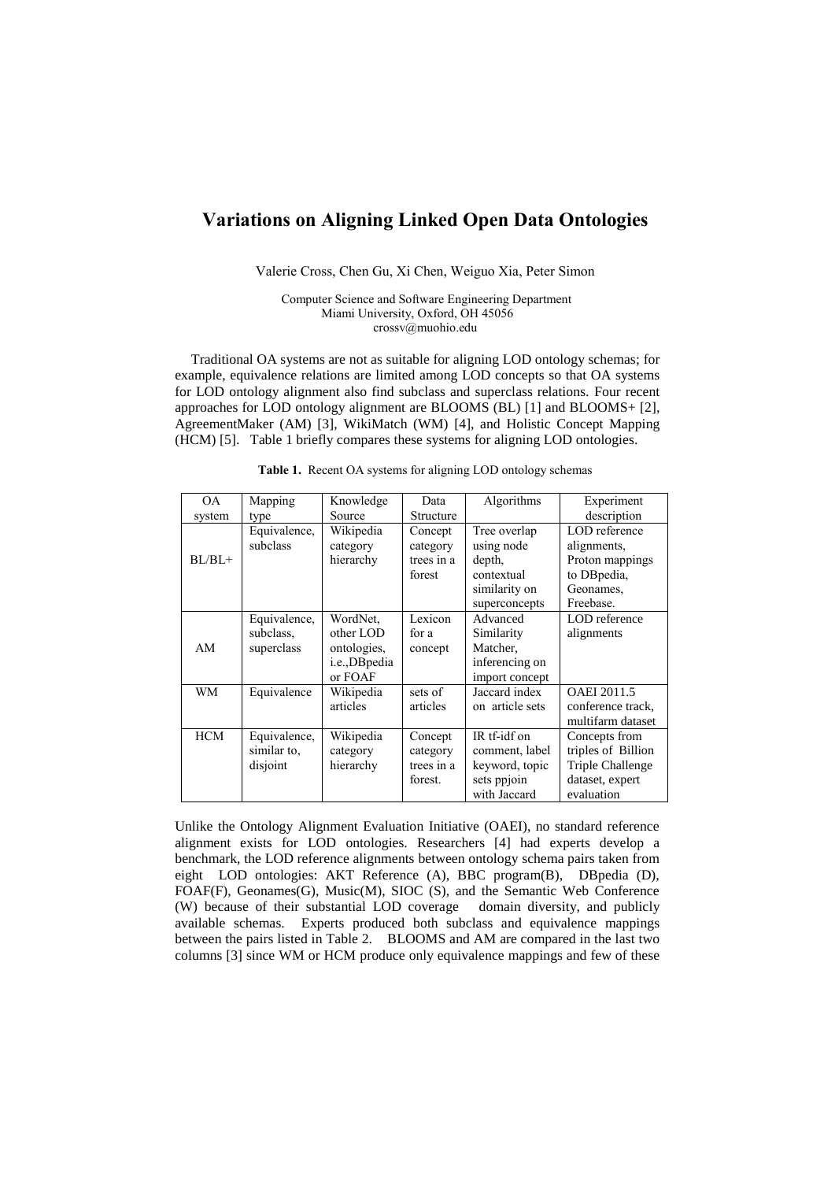# Variations on Aligning Linked Open Data Ontologies

Valerie Cross, Chen Gu, Xi Chen, Weiguo Xia, Peter Simon

Computer Science and Software Engineering Department
Miami University, Oxford, OH 45056
crossv@muohio.edu

Traditional OA systems are not as suitable for aligning LOD ontology schemas; for example, equivalence relations are limited among LOD concepts so that OA systems for LOD ontology alignment also find subclass and superclass relations. Four recent approaches for LOD ontology alignment are BLOOMS (BL) [1] and BLOOMS+ [2], AgreementMaker (AM) [3], WikiMatch (WM) [4], and Holistic Concept Mapping (HCM) [5]. Table 1 briefly compares these systems for aligning LOD ontologies.

**Table 1.** Recent OA systems for aligning LOD ontology schemas

| OA system | Mapping type | Knowledge Source | Data Structure | Algorithms | Experiment description |
|---|---|---|---|---|---|
| BL/BL+ | Equivalence, subclass | Wikipedia category hierarchy | Concept category trees in a forest | Tree overlap using node depth, contextual similarity on superconcepts | LOD reference alignments, Proton mappings to DBpedia, Geonames, Freebase. |
| AM | Equivalence, subclass, superclass | WordNet, other LOD ontologies, i.e.,DBpedia or FOAF | Lexicon for a concept | Advanced Similarity Matcher, inferencing on import concept | LOD reference alignments |
| WM | Equivalence | Wikipedia articles | sets of articles | Jaccard index on article sets | OAEI 2011.5 conference track, multifarm dataset |
| HCM | Equivalence, similar to, disjoint | Wikipedia category hierarchy | Concept category trees in a forest. | IR tf-idf on comment, label keyword, topic sets ppjoin with Jaccard | Concepts from triples of Billion Triple Challenge dataset, expert evaluation |

Unlike the Ontology Alignment Evaluation Initiative (OAEI), no standard reference alignment exists for LOD ontologies. Researchers [4] had experts develop a benchmark, the LOD reference alignments between ontology schema pairs taken from eight LOD ontologies: AKT Reference (A), BBC program(B), DBpedia (D), FOAF(F), Geonames(G), Music(M), SIOC (S), and the Semantic Web Conference (W) because of their substantial LOD coverage domain diversity, and publicly available schemas. Experts produced both subclass and equivalence mappings between the pairs listed in Table 2. BLOOMS and AM are compared in the last two columns [3] since WM or HCM produce only equivalence mappings and few of these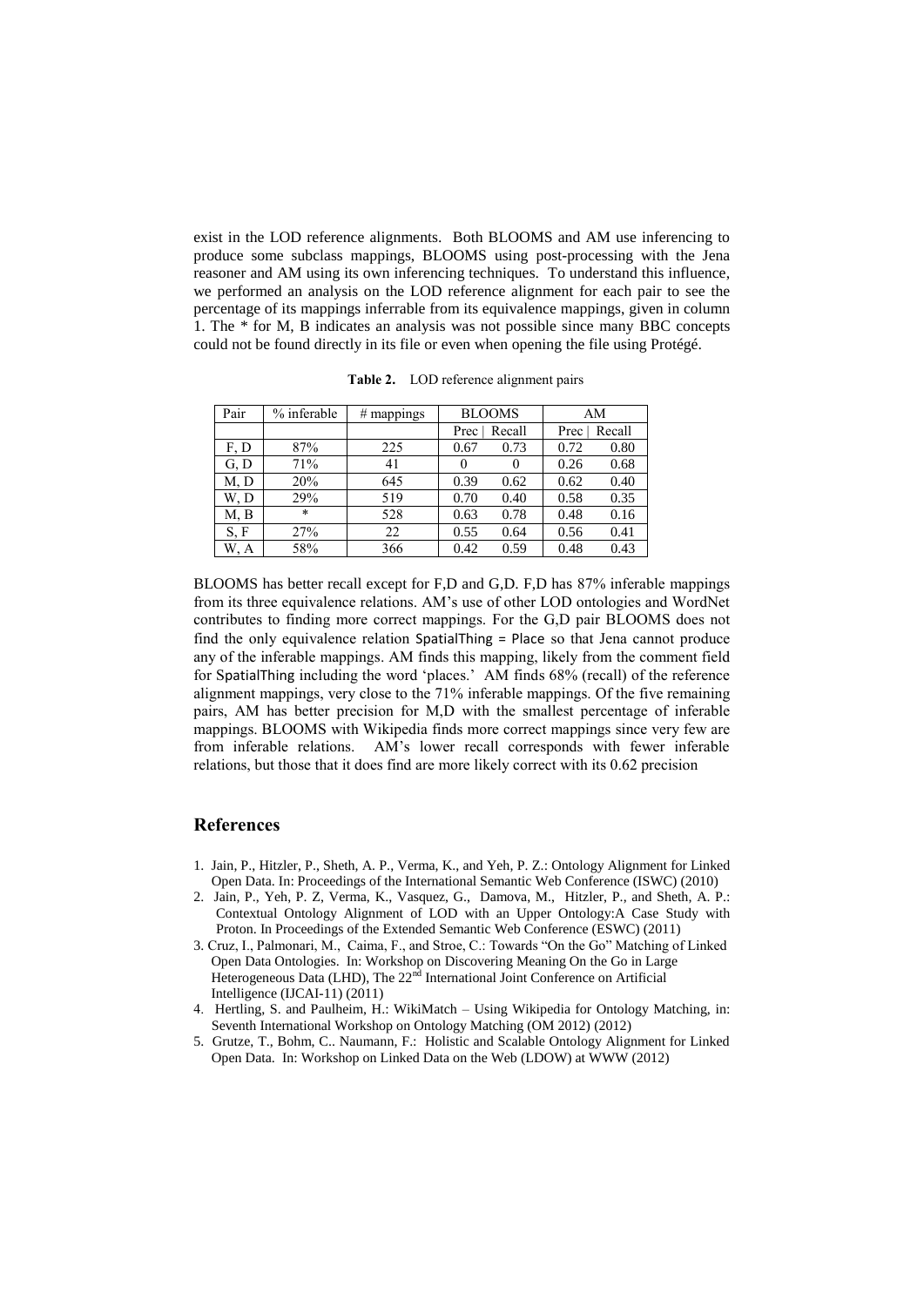exist in the LOD reference alignments. Both BLOOMS and AM use inferencing to produce some subclass mappings, BLOOMS using post-processing with the Jena reasoner and AM using its own inferencing techniques. To understand this influence, we performed an analysis on the LOD reference alignment for each pair to see the percentage of its mappings inferrable from its equivalence mappings, given in column 1. The * for M, B indicates an analysis was not possible since many BBC concepts could not be found directly in its file or even when opening the file using Protégé.

**Table 2.** LOD reference alignment pairs

| Pair | % inferable | # mappings | BLOOMS | | AM | |
|---|---|---|---|---|---|---|
| | | | Prec | Recall | Prec | Recall |
| F, D | 87% | 225 | 0.67 | 0.73 | 0.72 | 0.80 |
| G, D | 71% | 41 | 0 | 0 | 0.26 | 0.68 |
| M, D | 20% | 645 | 0.39 | 0.62 | 0.62 | 0.40 |
| W, D | 29% | 519 | 0.70 | 0.40 | 0.58 | 0.35 |
| M, B | * | 528 | 0.63 | 0.78 | 0.48 | 0.16 |
| S, F | 27% | 22 | 0.55 | 0.64 | 0.56 | 0.41 |
| W, A | 58% | 366 | 0.42 | 0.59 | 0.48 | 0.43 |

BLOOMS has better recall except for F,D and G,D. F,D has 87% inferable mappings from its three equivalence relations. AM's use of other LOD ontologies and WordNet contributes to finding more correct mappings. For the G,D pair BLOOMS does not find the only equivalence relation SpatialThing = Place so that Jena cannot produce any of the inferable mappings. AM finds this mapping, likely from the comment field for SpatialThing including the word 'places.' AM finds 68% (recall) of the reference alignment mappings, very close to the 71% inferable mappings. Of the five remaining pairs, AM has better precision for M,D with the smallest percentage of inferable mappings. BLOOMS with Wikipedia finds more correct mappings since very few are from inferable relations. AM's lower recall corresponds with fewer inferable relations, but those that it does find are more likely correct with its 0.62 precision

## References

1. Jain, P., Hitzler, P., Sheth, A. P., Verma, K., and Yeh, P. Z.: Ontology Alignment for Linked Open Data. In: Proceedings of the International Semantic Web Conference (ISWC) (2010)
2. Jain, P., Yeh, P. Z, Verma, K., Vasquez, G., Damova, M., Hitzler, P., and Sheth, A. P.: Contextual Ontology Alignment of LOD with an Upper Ontology:A Case Study with Proton. In Proceedings of the Extended Semantic Web Conference (ESWC) (2011)
3. Cruz, I., Palmonari, M., Caima, F., and Stroe, C.: Towards "On the Go" Matching of Linked Open Data Ontologies. In: Workshop on Discovering Meaning On the Go in Large Heterogeneous Data (LHD), The 22nd International Joint Conference on Artificial Intelligence (IJCAI-11) (2011)
4. Hertling, S. and Paulheim, H.: WikiMatch – Using Wikipedia for Ontology Matching, in: Seventh International Workshop on Ontology Matching (OM 2012) (2012)
5. Grutze, T., Bohm, C.. Naumann, F.: Holistic and Scalable Ontology Alignment for Linked Open Data. In: Workshop on Linked Data on the Web (LDOW) at WWW (2012)